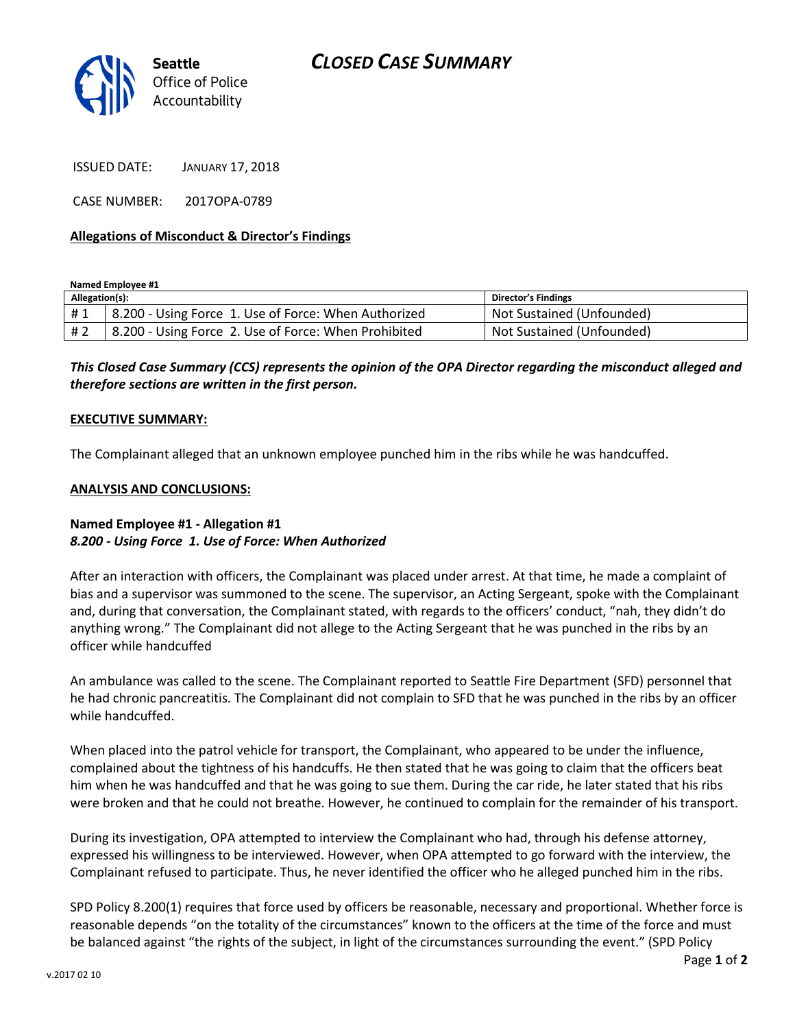Seattle Office of Police Accountability

# *CLOSED CASE SUMMARY*

ISSUED DATE: JANUARY 17, 2018

CASE NUMBER: 2017OPA-0789

**Allegations of Misconduct & Director's Findings**

**Named Employee #1**

| Allegation(s): | | Director's Findings |
|---|---|---|
| # 1 | 8.200 - Using Force 1. Use of Force: When Authorized | Not Sustained (Unfounded) |
| # 2 | 8.200 - Using Force 2. Use of Force: When Prohibited | Not Sustained (Unfounded) |

***This Closed Case Summary (CCS) represents the opinion of the OPA Director regarding the misconduct alleged and therefore sections are written in the first person.***

**EXECUTIVE SUMMARY:**

The Complainant alleged that an unknown employee punched him in the ribs while he was handcuffed.

**ANALYSIS AND CONCLUSIONS:**

**Named Employee #1 - Allegation #1**
***8.200 - Using Force 1. Use of Force: When Authorized***

After an interaction with officers, the Complainant was placed under arrest. At that time, he made a complaint of bias and a supervisor was summoned to the scene. The supervisor, an Acting Sergeant, spoke with the Complainant and, during that conversation, the Complainant stated, with regards to the officers' conduct, "nah, they didn't do anything wrong." The Complainant did not allege to the Acting Sergeant that he was punched in the ribs by an officer while handcuffed

An ambulance was called to the scene. The Complainant reported to Seattle Fire Department (SFD) personnel that he had chronic pancreatitis. The Complainant did not complain to SFD that he was punched in the ribs by an officer while handcuffed.

When placed into the patrol vehicle for transport, the Complainant, who appeared to be under the influence, complained about the tightness of his handcuffs. He then stated that he was going to claim that the officers beat him when he was handcuffed and that he was going to sue them. During the car ride, he later stated that his ribs were broken and that he could not breathe. However, he continued to complain for the remainder of his transport.

During its investigation, OPA attempted to interview the Complainant who had, through his defense attorney, expressed his willingness to be interviewed. However, when OPA attempted to go forward with the interview, the Complainant refused to participate. Thus, he never identified the officer who he alleged punched him in the ribs.

SPD Policy 8.200(1) requires that force used by officers be reasonable, necessary and proportional. Whether force is reasonable depends "on the totality of the circumstances" known to the officers at the time of the force and must be balanced against "the rights of the subject, in light of the circumstances surrounding the event." (SPD Policy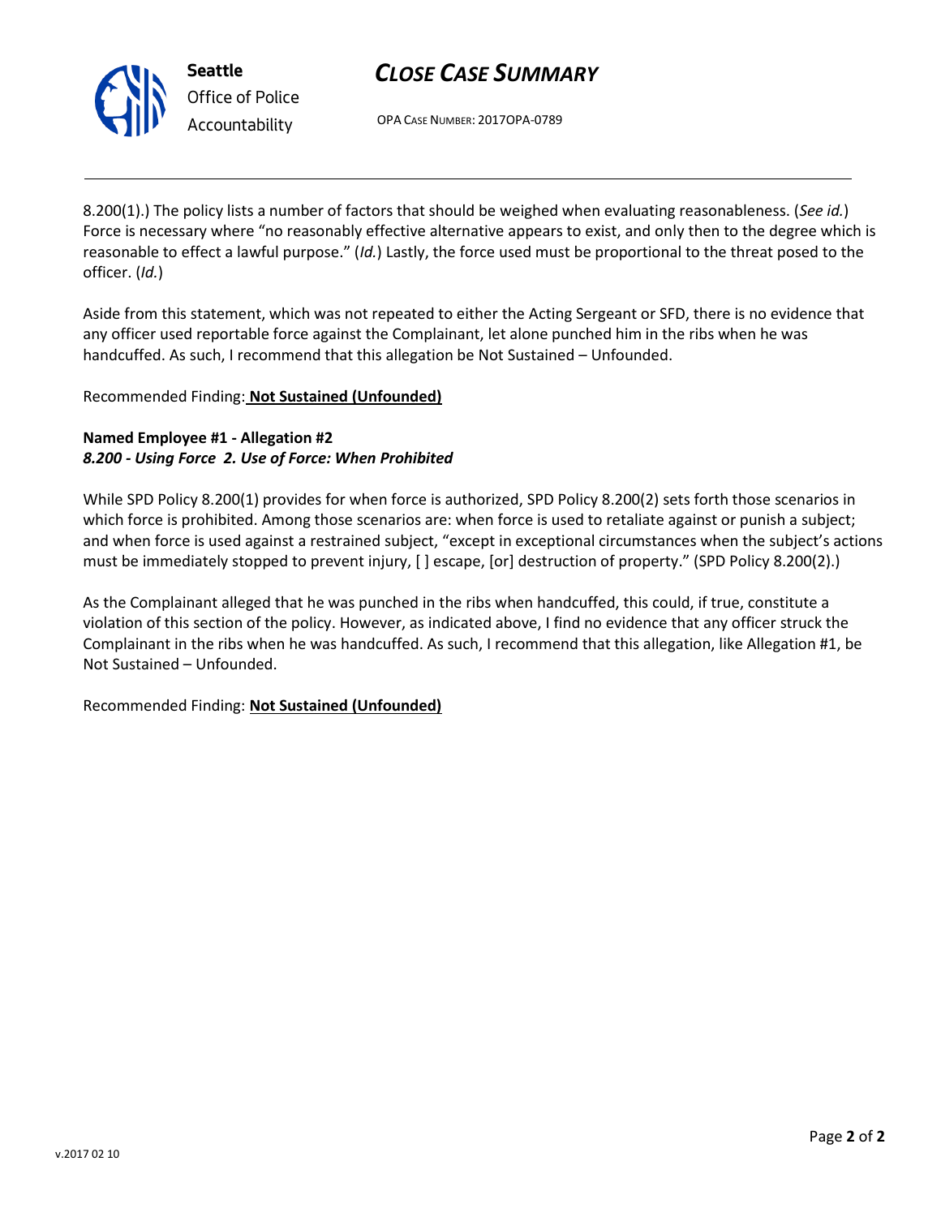8.200(1).) The policy lists a number of factors that should be weighed when evaluating reasonableness. (*See id.*) Force is necessary where "no reasonably effective alternative appears to exist, and only then to the degree which is reasonable to effect a lawful purpose." (*Id.*) Lastly, the force used must be proportional to the threat posed to the officer. (*Id.*)

Aside from this statement, which was not repeated to either the Acting Sergeant or SFD, there is no evidence that any officer used reportable force against the Complainant, let alone punched him in the ribs when he was handcuffed. As such, I recommend that this allegation be Not Sustained – Unfounded.

Recommended Finding: **Not Sustained (Unfounded)**

**Named Employee #1 - Allegation #2**
***8.200 - Using Force 2. Use of Force: When Prohibited***

While SPD Policy 8.200(1) provides for when force is authorized, SPD Policy 8.200(2) sets forth those scenarios in which force is prohibited. Among those scenarios are: when force is used to retaliate against or punish a subject; and when force is used against a restrained subject, "except in exceptional circumstances when the subject's actions must be immediately stopped to prevent injury, [ ] escape, [or] destruction of property." (SPD Policy 8.200(2).)

As the Complainant alleged that he was punched in the ribs when handcuffed, this could, if true, constitute a violation of this section of the policy. However, as indicated above, I find no evidence that any officer struck the Complainant in the ribs when he was handcuffed. As such, I recommend that this allegation, like Allegation #1, be Not Sustained – Unfounded.

Recommended Finding: **Not Sustained (Unfounded)**